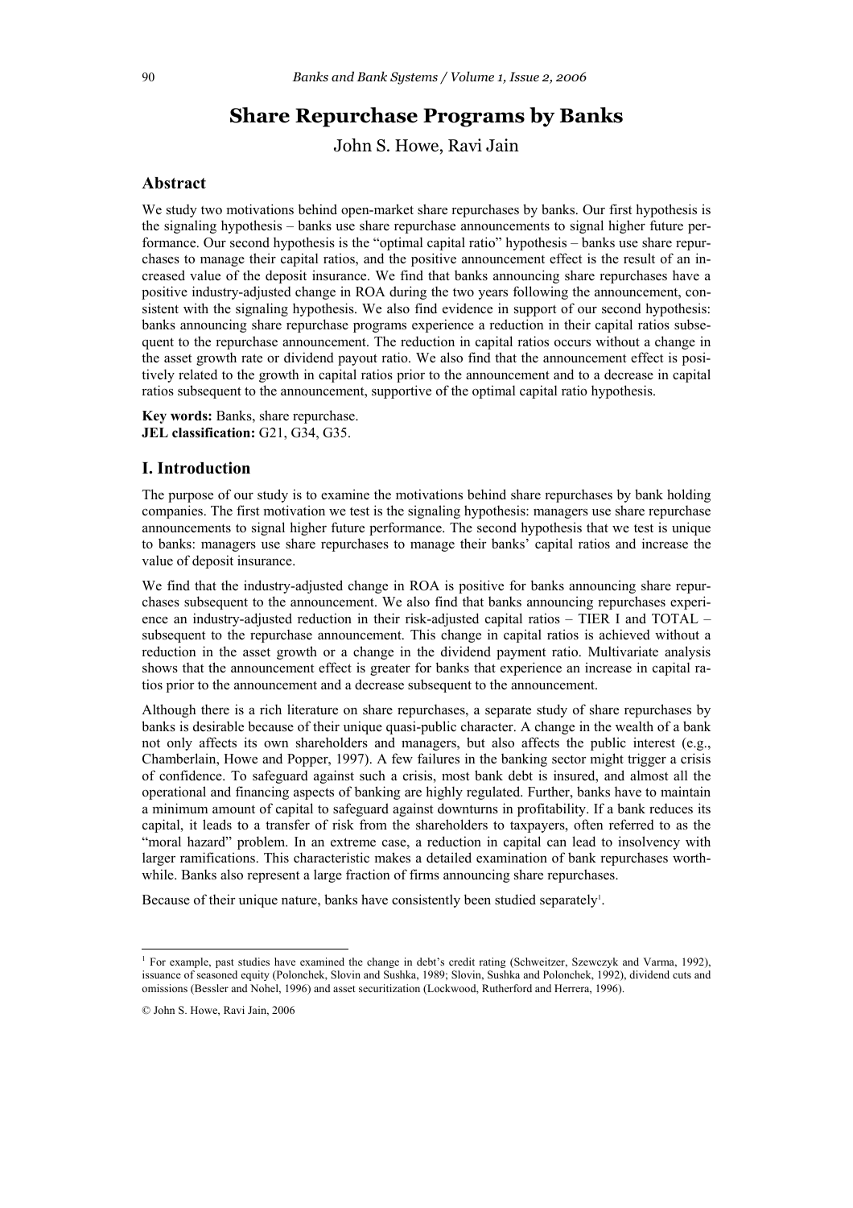# Share Repurchase Programs by Banks

John S. Howe, Ravi Jain

## Abstract

We study two motivations behind open-market share repurchases by banks. Our first hypothesis is the signaling hypothesis – banks use share repurchase announcements to signal higher future performance. Our second hypothesis is the "optimal capital ratio" hypothesis – banks use share repurchases to manage their capital ratios, and the positive announcement effect is the result of an increased value of the deposit insurance. We find that banks announcing share repurchases have a positive industry-adjusted change in ROA during the two years following the announcement, consistent with the signaling hypothesis. We also find evidence in support of our second hypothesis: banks announcing share repurchase programs experience a reduction in their capital ratios subsequent to the repurchase announcement. The reduction in capital ratios occurs without a change in the asset growth rate or dividend payout ratio. We also find that the announcement effect is positively related to the growth in capital ratios prior to the announcement and to a decrease in capital ratios subsequent to the announcement, supportive of the optimal capital ratio hypothesis.

**Key words:** Banks, share repurchase.
**JEL classification:** G21, G34, G35.

## I. Introduction

The purpose of our study is to examine the motivations behind share repurchases by bank holding companies. The first motivation we test is the signaling hypothesis: managers use share repurchase announcements to signal higher future performance. The second hypothesis that we test is unique to banks: managers use share repurchases to manage their banks' capital ratios and increase the value of deposit insurance.

We find that the industry-adjusted change in ROA is positive for banks announcing share repurchases subsequent to the announcement. We also find that banks announcing repurchases experience an industry-adjusted reduction in their risk-adjusted capital ratios – TIER I and TOTAL – subsequent to the repurchase announcement. This change in capital ratios is achieved without a reduction in the asset growth or a change in the dividend payment ratio. Multivariate analysis shows that the announcement effect is greater for banks that experience an increase in capital ratios prior to the announcement and a decrease subsequent to the announcement.

Although there is a rich literature on share repurchases, a separate study of share repurchases by banks is desirable because of their unique quasi-public character. A change in the wealth of a bank not only affects its own shareholders and managers, but also affects the public interest (e.g., Chamberlain, Howe and Popper, 1997). A few failures in the banking sector might trigger a crisis of confidence. To safeguard against such a crisis, most bank debt is insured, and almost all the operational and financing aspects of banking are highly regulated. Further, banks have to maintain a minimum amount of capital to safeguard against downturns in profitability. If a bank reduces its capital, it leads to a transfer of risk from the shareholders to taxpayers, often referred to as the "moral hazard" problem. In an extreme case, a reduction in capital can lead to insolvency with larger ramifications. This characteristic makes a detailed examination of bank repurchases worthwhile. Banks also represent a large fraction of firms announcing share repurchases.

Because of their unique nature, banks have consistently been studied separately[1].

---

[1] For example, past studies have examined the change in debt's credit rating (Schweitzer, Szewczyk and Varma, 1992), issuance of seasoned equity (Polonchek, Slovin and Sushka, 1989; Slovin, Sushka and Polonchek, 1992), dividend cuts and omissions (Bessler and Nohel, 1996) and asset securitization (Lockwood, Rutherford and Herrera, 1996).

© John S. Howe, Ravi Jain, 2006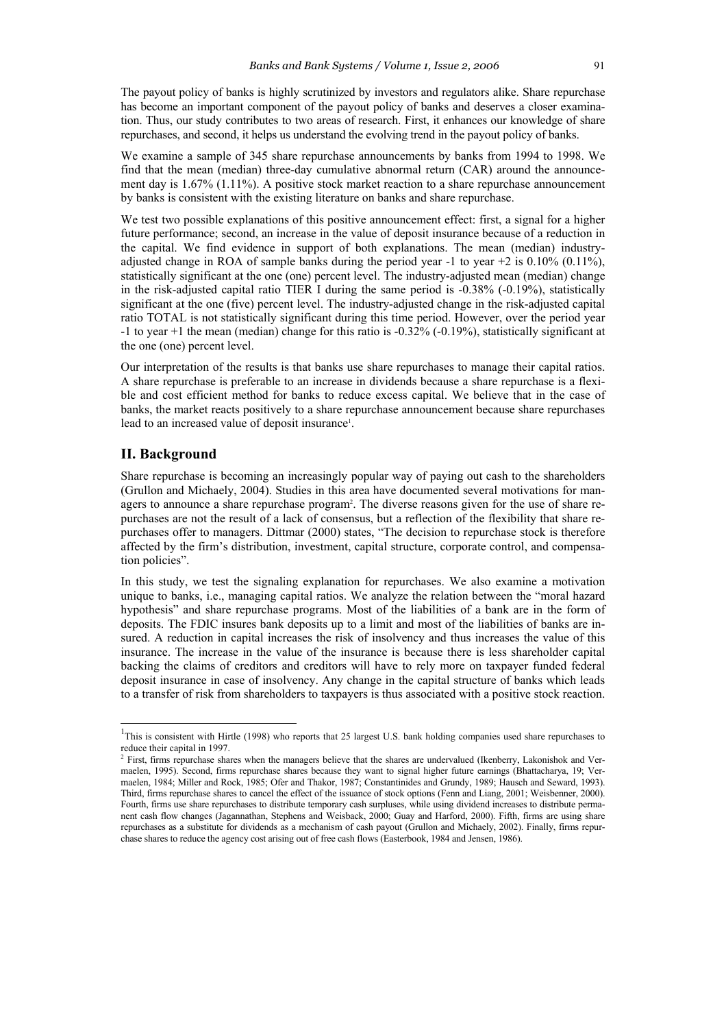The payout policy of banks is highly scrutinized by investors and regulators alike. Share repurchase has become an important component of the payout policy of banks and deserves a closer examination. Thus, our study contributes to two areas of research. First, it enhances our knowledge of share repurchases, and second, it helps us understand the evolving trend in the payout policy of banks.

We examine a sample of 345 share repurchase announcements by banks from 1994 to 1998. We find that the mean (median) three-day cumulative abnormal return (CAR) around the announcement day is 1.67% (1.11%). A positive stock market reaction to a share repurchase announcement by banks is consistent with the existing literature on banks and share repurchase.

We test two possible explanations of this positive announcement effect: first, a signal for a higher future performance; second, an increase in the value of deposit insurance because of a reduction in the capital. We find evidence in support of both explanations. The mean (median) industry-adjusted change in ROA of sample banks during the period year -1 to year +2 is 0.10% (0.11%), statistically significant at the one (one) percent level. The industry-adjusted mean (median) change in the risk-adjusted capital ratio TIER I during the same period is -0.38% (-0.19%), statistically significant at the one (five) percent level. The industry-adjusted change in the risk-adjusted capital ratio TOTAL is not statistically significant during this time period. However, over the period year -1 to year +1 the mean (median) change for this ratio is -0.32% (-0.19%), statistically significant at the one (one) percent level.

Our interpretation of the results is that banks use share repurchases to manage their capital ratios. A share repurchase is preferable to an increase in dividends because a share repurchase is a flexible and cost efficient method for banks to reduce excess capital. We believe that in the case of banks, the market reacts positively to a share repurchase announcement because share repurchases lead to an increased value of deposit insurance[1].

## II. Background

Share repurchase is becoming an increasingly popular way of paying out cash to the shareholders (Grullon and Michaely, 2004). Studies in this area have documented several motivations for managers to announce a share repurchase program[2]. The diverse reasons given for the use of share repurchases are not the result of a lack of consensus, but a reflection of the flexibility that share repurchases offer to managers. Dittmar (2000) states, "The decision to repurchase stock is therefore affected by the firm's distribution, investment, capital structure, corporate control, and compensation policies".

In this study, we test the signaling explanation for repurchases. We also examine a motivation unique to banks, i.e., managing capital ratios. We analyze the relation between the "moral hazard hypothesis" and share repurchase programs. Most of the liabilities of a bank are in the form of deposits. The FDIC insures bank deposits up to a limit and most of the liabilities of banks are insured. A reduction in capital increases the risk of insolvency and thus increases the value of this insurance. The increase in the value of the insurance is because there is less shareholder capital backing the claims of creditors and creditors will have to rely more on taxpayer funded federal deposit insurance in case of insolvency. Any change in the capital structure of banks which leads to a transfer of risk from shareholders to taxpayers is thus associated with a positive stock reaction.

---

[1] This is consistent with Hirtle (1998) who reports that 25 largest U.S. bank holding companies used share repurchases to reduce their capital in 1997.

[2] First, firms repurchase shares when the managers believe that the shares are undervalued (Ikenberry, Lakonishok and Vermaelen, 1995). Second, firms repurchase shares because they want to signal higher future earnings (Bhattacharya, 19; Vermaelen, 1984; Miller and Rock, 1985; Ofer and Thakor, 1987; Constantinides and Grundy, 1989; Hausch and Seward, 1993). Third, firms repurchase shares to cancel the effect of the issuance of stock options (Fenn and Liang, 2001; Weisbenner, 2000). Fourth, firms use share repurchases to distribute temporary cash surpluses, while using dividend increases to distribute permanent cash flow changes (Jagannathan, Stephens and Weisback, 2000; Guay and Harford, 2000). Fifth, firms are using share repurchases as a substitute for dividends as a mechanism of cash payout (Grullon and Michaely, 2002). Finally, firms repurchase shares to reduce the agency cost arising out of free cash flows (Easterbook, 1984 and Jensen, 1986).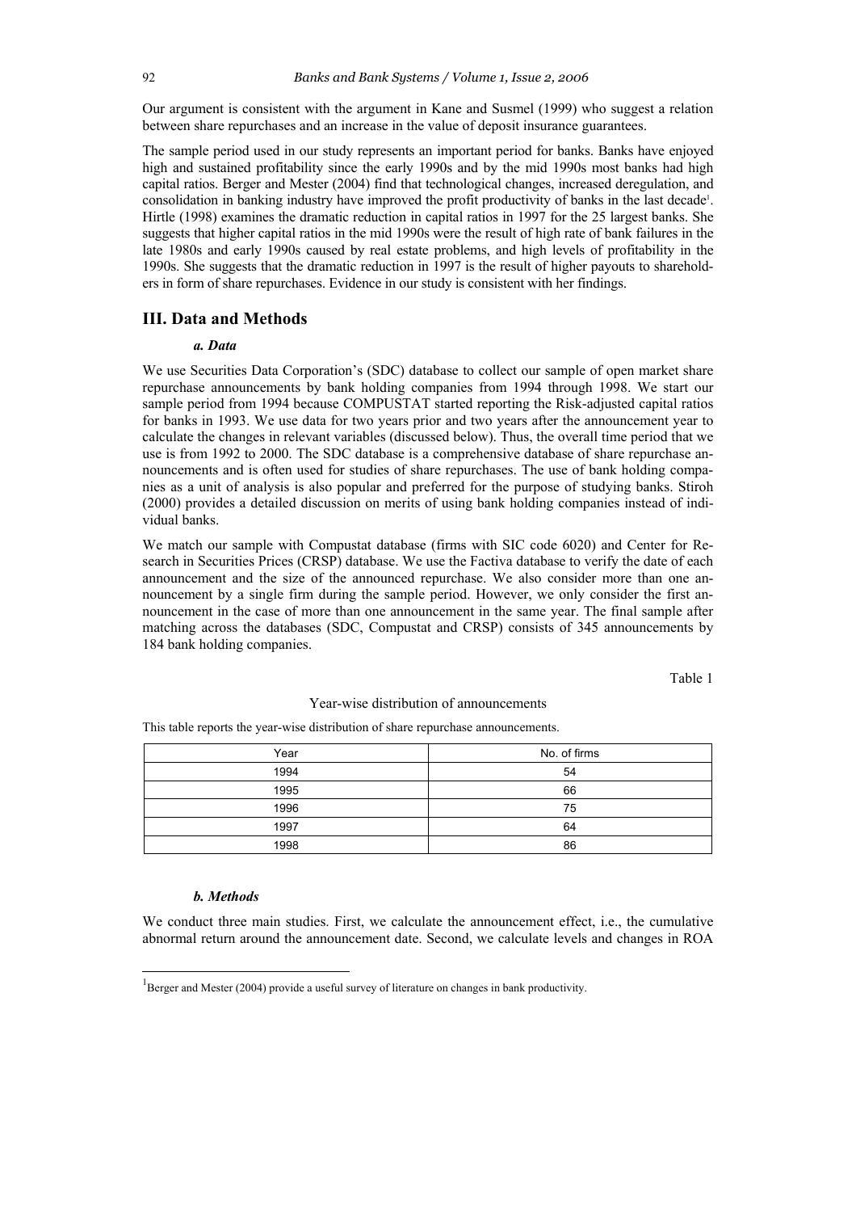Our argument is consistent with the argument in Kane and Susmel (1999) who suggest a relation between share repurchases and an increase in the value of deposit insurance guarantees.

The sample period used in our study represents an important period for banks. Banks have enjoyed high and sustained profitability since the early 1990s and by the mid 1990s most banks had high capital ratios. Berger and Mester (2004) find that technological changes, increased deregulation, and consolidation in banking industry have improved the profit productivity of banks in the last decade[1]. Hirtle (1998) examines the dramatic reduction in capital ratios in 1997 for the 25 largest banks. She suggests that higher capital ratios in the mid 1990s were the result of high rate of bank failures in the late 1980s and early 1990s caused by real estate problems, and high levels of profitability in the 1990s. She suggests that the dramatic reduction in 1997 is the result of higher payouts to shareholders in form of share repurchases. Evidence in our study is consistent with her findings.

## III. Data and Methods

### *a. Data*

We use Securities Data Corporation's (SDC) database to collect our sample of open market share repurchase announcements by bank holding companies from 1994 through 1998. We start our sample period from 1994 because COMPUSTAT started reporting the Risk-adjusted capital ratios for banks in 1993. We use data for two years prior and two years after the announcement year to calculate the changes in relevant variables (discussed below). Thus, the overall time period that we use is from 1992 to 2000. The SDC database is a comprehensive database of share repurchase announcements and is often used for studies of share repurchases. The use of bank holding companies as a unit of analysis is also popular and preferred for the purpose of studying banks. Stiroh (2000) provides a detailed discussion on merits of using bank holding companies instead of individual banks.

We match our sample with Compustat database (firms with SIC code 6020) and Center for Research in Securities Prices (CRSP) database. We use the Factiva database to verify the date of each announcement and the size of the announced repurchase. We also consider more than one announcement by a single firm during the sample period. However, we only consider the first announcement in the case of more than one announcement in the same year. The final sample after matching across the databases (SDC, Compustat and CRSP) consists of 345 announcements by 184 bank holding companies.

Table 1

Year-wise distribution of announcements

This table reports the year-wise distribution of share repurchase announcements.

| Year | No. of firms |
|---|---|
| 1994 | 54 |
| 1995 | 66 |
| 1996 | 75 |
| 1997 | 64 |
| 1998 | 86 |

### *b. Methods*

We conduct three main studies. First, we calculate the announcement effect, i.e., the cumulative abnormal return around the announcement date. Second, we calculate levels and changes in ROA

[1] Berger and Mester (2004) provide a useful survey of literature on changes in bank productivity.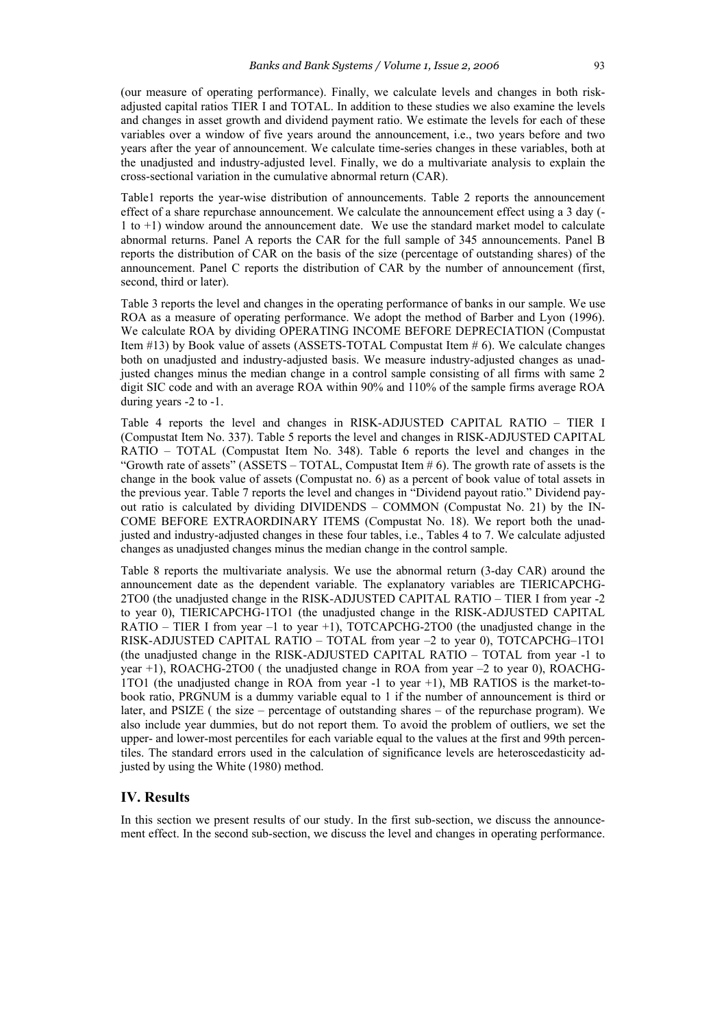(our measure of operating performance). Finally, we calculate levels and changes in both risk-adjusted capital ratios TIER I and TOTAL. In addition to these studies we also examine the levels and changes in asset growth and dividend payment ratio. We estimate the levels for each of these variables over a window of five years around the announcement, i.e., two years before and two years after the year of announcement. We calculate time-series changes in these variables, both at the unadjusted and industry-adjusted level. Finally, we do a multivariate analysis to explain the cross-sectional variation in the cumulative abnormal return (CAR).

Table1 reports the year-wise distribution of announcements. Table 2 reports the announcement effect of a share repurchase announcement. We calculate the announcement effect using a 3 day (-1 to +1) window around the announcement date. We use the standard market model to calculate abnormal returns. Panel A reports the CAR for the full sample of 345 announcements. Panel B reports the distribution of CAR on the basis of the size (percentage of outstanding shares) of the announcement. Panel C reports the distribution of CAR by the number of announcement (first, second, third or later).

Table 3 reports the level and changes in the operating performance of banks in our sample. We use ROA as a measure of operating performance. We adopt the method of Barber and Lyon (1996). We calculate ROA by dividing OPERATING INCOME BEFORE DEPRECIATION (Compustat Item #13) by Book value of assets (ASSETS-TOTAL Compustat Item # 6). We calculate changes both on unadjusted and industry-adjusted basis. We measure industry-adjusted changes as unadjusted changes minus the median change in a control sample consisting of all firms with same 2 digit SIC code and with an average ROA within 90% and 110% of the sample firms average ROA during years -2 to -1.

Table 4 reports the level and changes in RISK-ADJUSTED CAPITAL RATIO – TIER I (Compustat Item No. 337). Table 5 reports the level and changes in RISK-ADJUSTED CAPITAL RATIO – TOTAL (Compustat Item No. 348). Table 6 reports the level and changes in the "Growth rate of assets" (ASSETS – TOTAL, Compustat Item # 6). The growth rate of assets is the change in the book value of assets (Compustat no. 6) as a percent of book value of total assets in the previous year. Table 7 reports the level and changes in "Dividend payout ratio." Dividend payout ratio is calculated by dividing DIVIDENDS – COMMON (Compustat No. 21) by the INCOME BEFORE EXTRAORDINARY ITEMS (Compustat No. 18). We report both the unadjusted and industry-adjusted changes in these four tables, i.e., Tables 4 to 7. We calculate adjusted changes as unadjusted changes minus the median change in the control sample.

Table 8 reports the multivariate analysis. We use the abnormal return (3-day CAR) around the announcement date as the dependent variable. The explanatory variables are TIERICAPCHG-2TO0 (the unadjusted change in the RISK-ADJUSTED CAPITAL RATIO – TIER I from year -2 to year 0), TIERICAPCHG-1TO1 (the unadjusted change in the RISK-ADJUSTED CAPITAL RATIO – TIER I from year –1 to year +1), TOTCAPCHG-2TO0 (the unadjusted change in the RISK-ADJUSTED CAPITAL RATIO – TOTAL from year –2 to year 0), TOTCAPCHG–1TO1 (the unadjusted change in the RISK-ADJUSTED CAPITAL RATIO – TOTAL from year -1 to year +1), ROACHG-2TO0 ( the unadjusted change in ROA from year –2 to year 0), ROACHG-1TO1 (the unadjusted change in ROA from year -1 to year +1), MB RATIOS is the market-to-book ratio, PRGNUM is a dummy variable equal to 1 if the number of announcement is third or later, and PSIZE ( the size – percentage of outstanding shares – of the repurchase program). We also include year dummies, but do not report them. To avoid the problem of outliers, we set the upper- and lower-most percentiles for each variable equal to the values at the first and 99th percentiles. The standard errors used in the calculation of significance levels are heteroscedasticity adjusted by using the White (1980) method.

## IV. Results

In this section we present results of our study. In the first sub-section, we discuss the announcement effect. In the second sub-section, we discuss the level and changes in operating performance.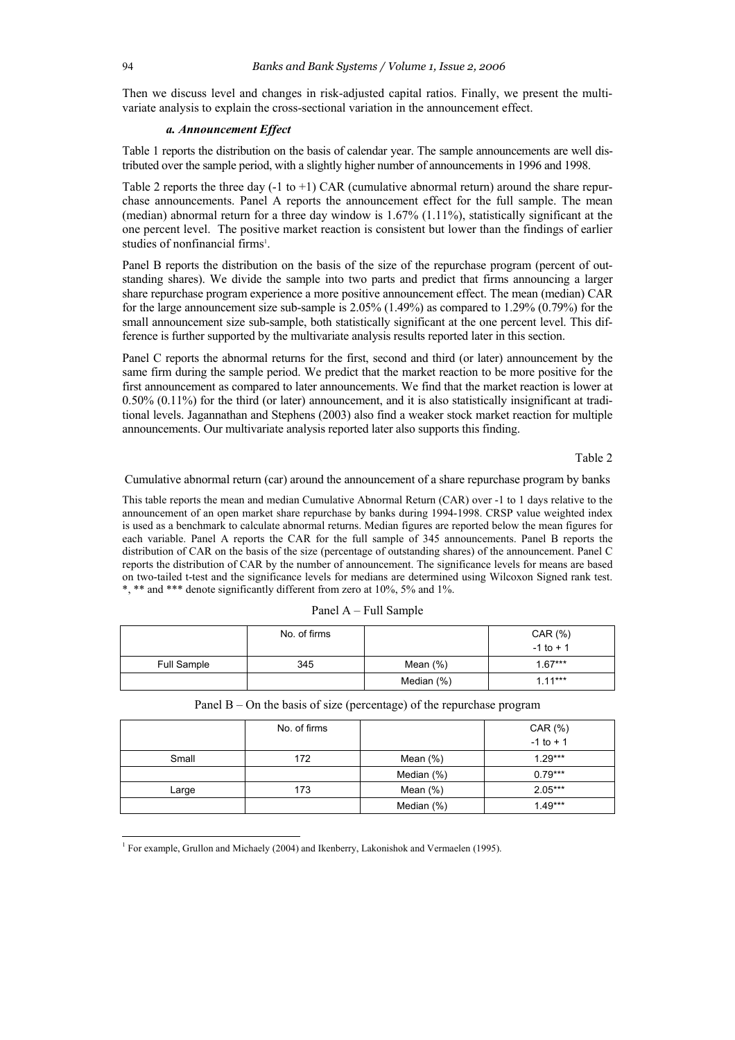Then we discuss level and changes in risk-adjusted capital ratios. Finally, we present the multivariate analysis to explain the cross-sectional variation in the announcement effect.

### *a. Announcement Effect*

Table 1 reports the distribution on the basis of calendar year. The sample announcements are well distributed over the sample period, with a slightly higher number of announcements in 1996 and 1998.

Table 2 reports the three day (-1 to +1) CAR (cumulative abnormal return) around the share repurchase announcements. Panel A reports the announcement effect for the full sample. The mean (median) abnormal return for a three day window is 1.67% (1.11%), statistically significant at the one percent level. The positive market reaction is consistent but lower than the findings of earlier studies of nonfinancial firms[1].

Panel B reports the distribution on the basis of the size of the repurchase program (percent of outstanding shares). We divide the sample into two parts and predict that firms announcing a larger share repurchase program experience a more positive announcement effect. The mean (median) CAR for the large announcement size sub-sample is 2.05% (1.49%) as compared to 1.29% (0.79%) for the small announcement size sub-sample, both statistically significant at the one percent level. This difference is further supported by the multivariate analysis results reported later in this section.

Panel C reports the abnormal returns for the first, second and third (or later) announcement by the same firm during the sample period. We predict that the market reaction to be more positive for the first announcement as compared to later announcements. We find that the market reaction is lower at 0.50% (0.11%) for the third (or later) announcement, and it is also statistically insignificant at traditional levels. Jagannathan and Stephens (2003) also find a weaker stock market reaction for multiple announcements. Our multivariate analysis reported later also supports this finding.

Table 2

Cumulative abnormal return (car) around the announcement of a share repurchase program by banks

This table reports the mean and median Cumulative Abnormal Return (CAR) over -1 to 1 days relative to the announcement of an open market share repurchase by banks during 1994-1998. CRSP value weighted index is used as a benchmark to calculate abnormal returns. Median figures are reported below the mean figures for each variable. Panel A reports the CAR for the full sample of 345 announcements. Panel B reports the distribution of CAR on the basis of the size (percentage of outstanding shares) of the announcement. Panel C reports the distribution of CAR by the number of announcement. The significance levels for means are based on two-tailed t-test and the significance levels for medians are determined using Wilcoxon Signed rank test. *, ** and *** denote significantly different from zero at 10%, 5% and 1%.

Panel A – Full Sample

| | No. of firms | | CAR (%) -1 to + 1 |
|---|---|---|---|
| Full Sample | 345 | Mean (%) | 1.67*** |
| | | Median (%) | 1.11*** |

Panel B – On the basis of size (percentage) of the repurchase program

| | No. of firms | | CAR (%) -1 to + 1 |
|---|---|---|---|
| Small | 172 | Mean (%) | 1.29*** |
| | | Median (%) | 0.79*** |
| Large | 173 | Mean (%) | 2.05*** |
| | | Median (%) | 1.49*** |

[1] For example, Grullon and Michaely (2004) and Ikenberry, Lakonishok and Vermaelen (1995).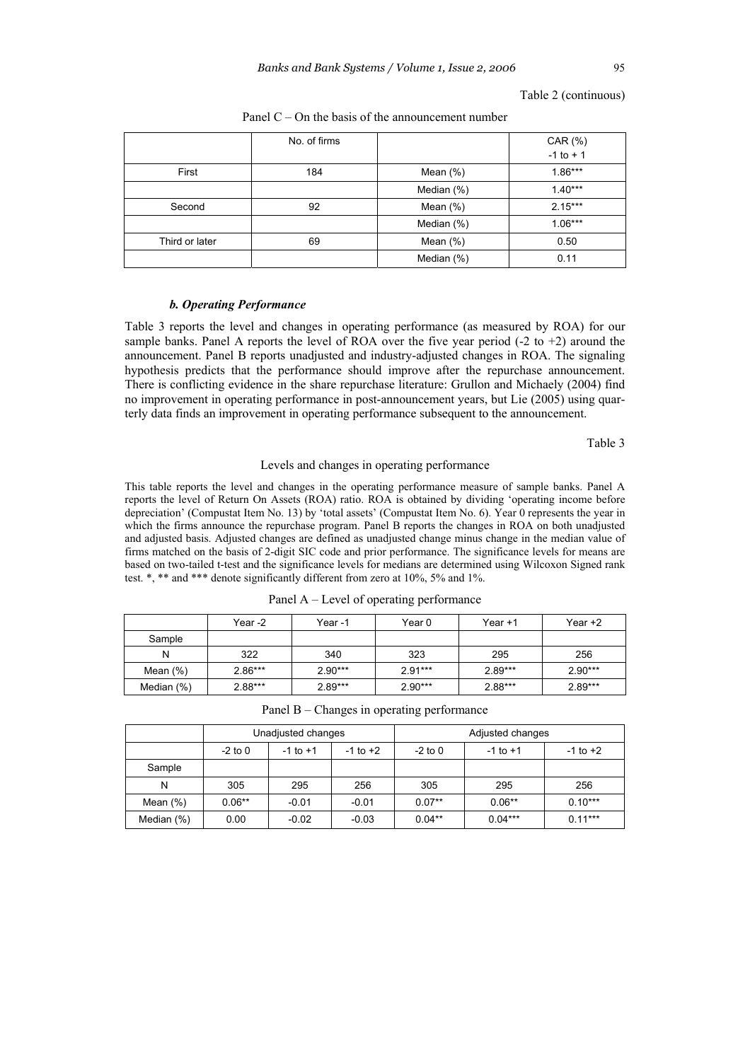Table 2 (continuous)

Panel C – On the basis of the announcement number

| | No. of firms | | CAR (%) -1 to + 1 |
|---|---|---|---|
| First | 184 | Mean (%) | 1.86*** |
| | | Median (%) | 1.40*** |
| Second | 92 | Mean (%) | 2.15*** |
| | | Median (%) | 1.06*** |
| Third or later | 69 | Mean (%) | 0.50 |
| | | Median (%) | 0.11 |

### *b. Operating Performance*

Table 3 reports the level and changes in operating performance (as measured by ROA) for our sample banks. Panel A reports the level of ROA over the five year period (-2 to +2) around the announcement. Panel B reports unadjusted and industry-adjusted changes in ROA. The signaling hypothesis predicts that the performance should improve after the repurchase announcement. There is conflicting evidence in the share repurchase literature: Grullon and Michaely (2004) find no improvement in operating performance in post-announcement years, but Lie (2005) using quarterly data finds an improvement in operating performance subsequent to the announcement.

Table 3

Levels and changes in operating performance

This table reports the level and changes in the operating performance measure of sample banks. Panel A reports the level of Return On Assets (ROA) ratio. ROA is obtained by dividing 'operating income before depreciation' (Compustat Item No. 13) by 'total assets' (Compustat Item No. 6). Year 0 represents the year in which the firms announce the repurchase program. Panel B reports the changes in ROA on both unadjusted and adjusted basis. Adjusted changes are defined as unadjusted change minus change in the median value of firms matched on the basis of 2-digit SIC code and prior performance. The significance levels for means are based on two-tailed t-test and the significance levels for medians are determined using Wilcoxon Signed rank test. *, ** and *** denote significantly different from zero at 10%, 5% and 1%.

Panel A – Level of operating performance

| | Year -2 | Year -1 | Year 0 | Year +1 | Year +2 |
|---|---|---|---|---|---|
| Sample | | | | | |
| N | 322 | 340 | 323 | 295 | 256 |
| Mean (%) | 2.86*** | 2.90*** | 2.91*** | 2.89*** | 2.90*** |
| Median (%) | 2.88*** | 2.89*** | 2.90*** | 2.88*** | 2.89*** |

Panel B – Changes in operating performance

| | Unadjusted changes | | | Adjusted changes | | |
|---|---|---|---|---|---|---|
| | -2 to 0 | -1 to +1 | -1 to +2 | -2 to 0 | -1 to +1 | -1 to +2 |
| Sample | | | | | | |
| N | 305 | 295 | 256 | 305 | 295 | 256 |
| Mean (%) | 0.06** | -0.01 | -0.01 | 0.07** | 0.06** | 0.10*** |
| Median (%) | 0.00 | -0.02 | -0.03 | 0.04** | 0.04*** | 0.11*** |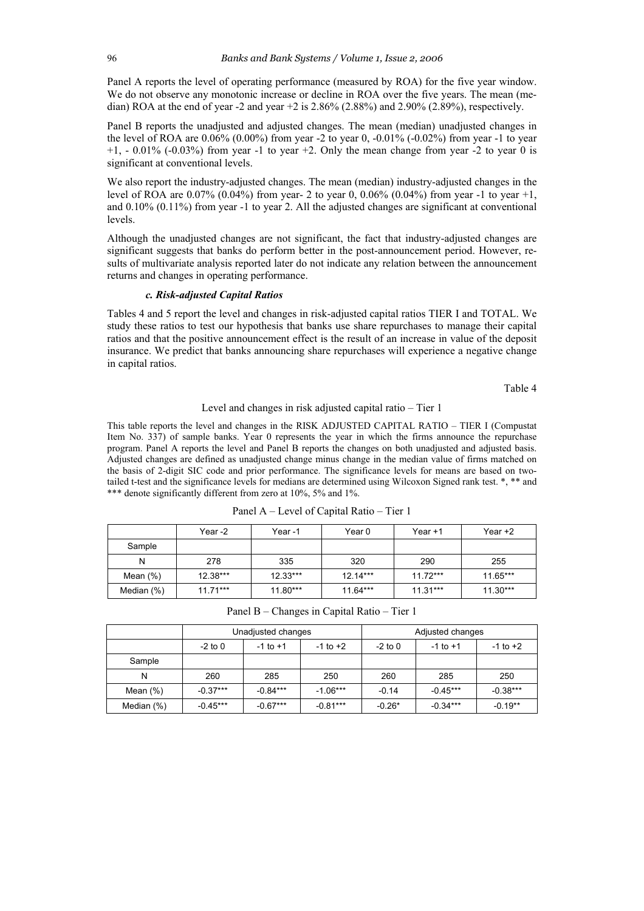Panel A reports the level of operating performance (measured by ROA) for the five year window. We do not observe any monotonic increase or decline in ROA over the five years. The mean (median) ROA at the end of year -2 and year +2 is 2.86% (2.88%) and 2.90% (2.89%), respectively.

Panel B reports the unadjusted and adjusted changes. The mean (median) unadjusted changes in the level of ROA are 0.06% (0.00%) from year -2 to year 0, -0.01% (-0.02%) from year -1 to year +1, - 0.01% (-0.03%) from year -1 to year +2. Only the mean change from year -2 to year 0 is significant at conventional levels.

We also report the industry-adjusted changes. The mean (median) industry-adjusted changes in the level of ROA are 0.07% (0.04%) from year- 2 to year 0, 0.06% (0.04%) from year -1 to year +1, and 0.10% (0.11%) from year -1 to year 2. All the adjusted changes are significant at conventional levels.

Although the unadjusted changes are not significant, the fact that industry-adjusted changes are significant suggests that banks do perform better in the post-announcement period. However, results of multivariate analysis reported later do not indicate any relation between the announcement returns and changes in operating performance.

### *c. Risk-adjusted Capital Ratios*

Tables 4 and 5 report the level and changes in risk-adjusted capital ratios TIER I and TOTAL. We study these ratios to test our hypothesis that banks use share repurchases to manage their capital ratios and that the positive announcement effect is the result of an increase in value of the deposit insurance. We predict that banks announcing share repurchases will experience a negative change in capital ratios.

Table 4

Level and changes in risk adjusted capital ratio – Tier 1

This table reports the level and changes in the RISK ADJUSTED CAPITAL RATIO – TIER I (Compustat Item No. 337) of sample banks. Year 0 represents the year in which the firms announce the repurchase program. Panel A reports the level and Panel B reports the changes on both unadjusted and adjusted basis. Adjusted changes are defined as unadjusted change minus change in the median value of firms matched on the basis of 2-digit SIC code and prior performance. The significance levels for means are based on two-tailed t-test and the significance levels for medians are determined using Wilcoxon Signed rank test. *, ** and *** denote significantly different from zero at 10%, 5% and 1%.

Panel A – Level of Capital Ratio – Tier 1

| | Year -2 | Year -1 | Year 0 | Year +1 | Year +2 |
|---|---|---|---|---|---|
| Sample | | | | | |
| N | 278 | 335 | 320 | 290 | 255 |
| Mean (%) | 12.38*** | 12.33*** | 12.14*** | 11.72*** | 11.65*** |
| Median (%) | 11.71*** | 11.80*** | 11.64*** | 11.31*** | 11.30*** |

Panel B – Changes in Capital Ratio – Tier 1

| | Unadjusted changes | | | Adjusted changes | | |
|---|---|---|---|---|---|---|
| | -2 to 0 | -1 to +1 | -1 to +2 | -2 to 0 | -1 to +1 | -1 to +2 |
| Sample | | | | | | |
| N | 260 | 285 | 250 | 260 | 285 | 250 |
| Mean (%) | -0.37*** | -0.84*** | -1.06*** | -0.14 | -0.45*** | -0.38*** |
| Median (%) | -0.45*** | -0.67*** | -0.81*** | -0.26* | -0.34*** | -0.19** |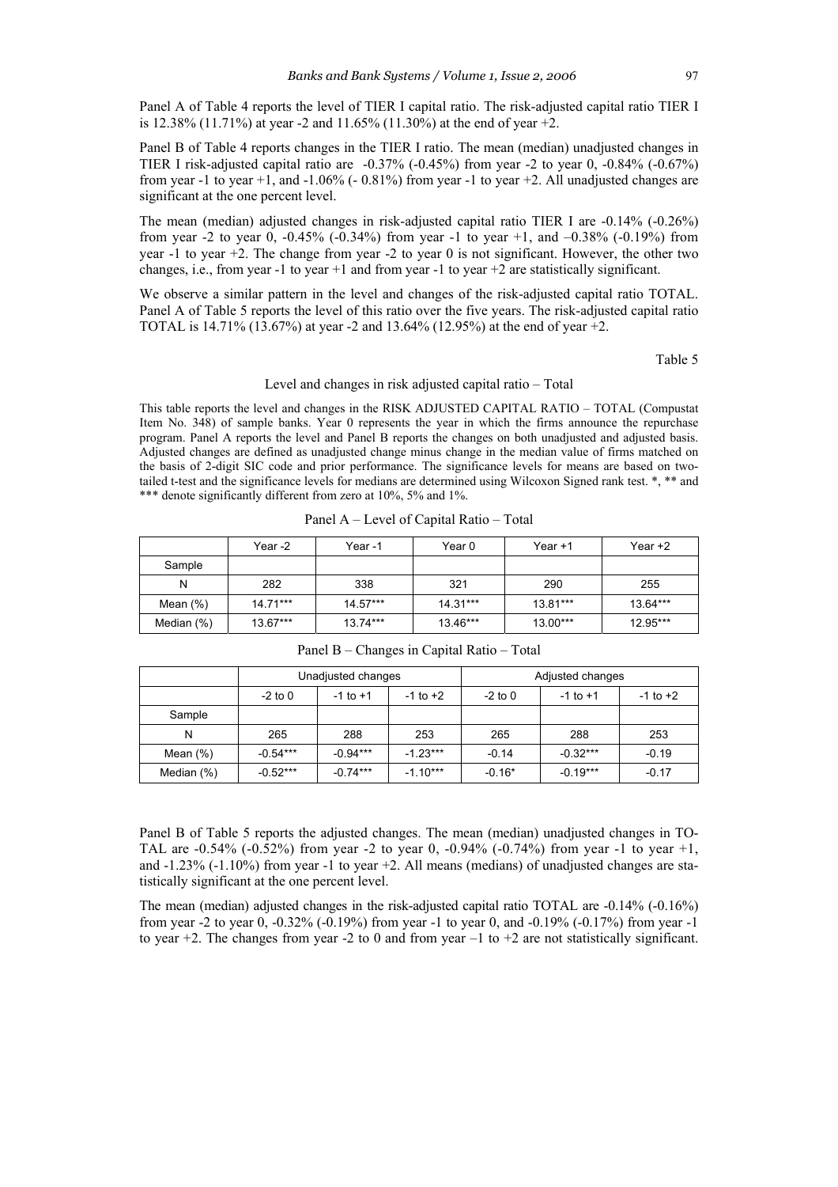Panel A of Table 4 reports the level of TIER I capital ratio. The risk-adjusted capital ratio TIER I is 12.38% (11.71%) at year -2 and 11.65% (11.30%) at the end of year +2.

Panel B of Table 4 reports changes in the TIER I ratio. The mean (median) unadjusted changes in TIER I risk-adjusted capital ratio are -0.37% (-0.45%) from year -2 to year 0, -0.84% (-0.67%) from year -1 to year +1, and -1.06% (- 0.81%) from year -1 to year +2. All unadjusted changes are significant at the one percent level.

The mean (median) adjusted changes in risk-adjusted capital ratio TIER I are -0.14% (-0.26%) from year -2 to year 0, -0.45% (-0.34%) from year -1 to year +1, and –0.38% (-0.19%) from year -1 to year +2. The change from year -2 to year 0 is not significant. However, the other two changes, i.e., from year -1 to year +1 and from year -1 to year +2 are statistically significant.

We observe a similar pattern in the level and changes of the risk-adjusted capital ratio TOTAL. Panel A of Table 5 reports the level of this ratio over the five years. The risk-adjusted capital ratio TOTAL is 14.71% (13.67%) at year -2 and 13.64% (12.95%) at the end of year +2.

Table 5

Level and changes in risk adjusted capital ratio – Total

This table reports the level and changes in the RISK ADJUSTED CAPITAL RATIO – TOTAL (Compustat Item No. 348) of sample banks. Year 0 represents the year in which the firms announce the repurchase program. Panel A reports the level and Panel B reports the changes on both unadjusted and adjusted basis. Adjusted changes are defined as unadjusted change minus change in the median value of firms matched on the basis of 2-digit SIC code and prior performance. The significance levels for means are based on two-tailed t-test and the significance levels for medians are determined using Wilcoxon Signed rank test. *, ** and *** denote significantly different from zero at 10%, 5% and 1%.

Panel A – Level of Capital Ratio – Total

| | Year -2 | Year -1 | Year 0 | Year +1 | Year +2 |
|---|---|---|---|---|---|
| Sample | | | | | |
| N | 282 | 338 | 321 | 290 | 255 |
| Mean (%) | 14.71*** | 14.57*** | 14.31*** | 13.81*** | 13.64*** |
| Median (%) | 13.67*** | 13.74*** | 13.46*** | 13.00*** | 12.95*** |

Panel B – Changes in Capital Ratio – Total

| | Unadjusted changes | | | Adjusted changes | | |
|---|---|---|---|---|---|---|
| | -2 to 0 | -1 to +1 | -1 to +2 | -2 to 0 | -1 to +1 | -1 to +2 |
| Sample | | | | | | |
| N | 265 | 288 | 253 | 265 | 288 | 253 |
| Mean (%) | -0.54*** | -0.94*** | -1.23*** | -0.14 | -0.32*** | -0.19 |
| Median (%) | -0.52*** | -0.74*** | -1.10*** | -0.16* | -0.19*** | -0.17 |

Panel B of Table 5 reports the adjusted changes. The mean (median) unadjusted changes in TOTAL are -0.54% (-0.52%) from year -2 to year 0, -0.94% (-0.74%) from year -1 to year +1, and -1.23% (-1.10%) from year -1 to year +2. All means (medians) of unadjusted changes are statistically significant at the one percent level.

The mean (median) adjusted changes in the risk-adjusted capital ratio TOTAL are -0.14% (-0.16%) from year -2 to year 0, -0.32% (-0.19%) from year -1 to year 0, and -0.19% (-0.17%) from year -1 to year +2. The changes from year -2 to 0 and from year –1 to +2 are not statistically significant.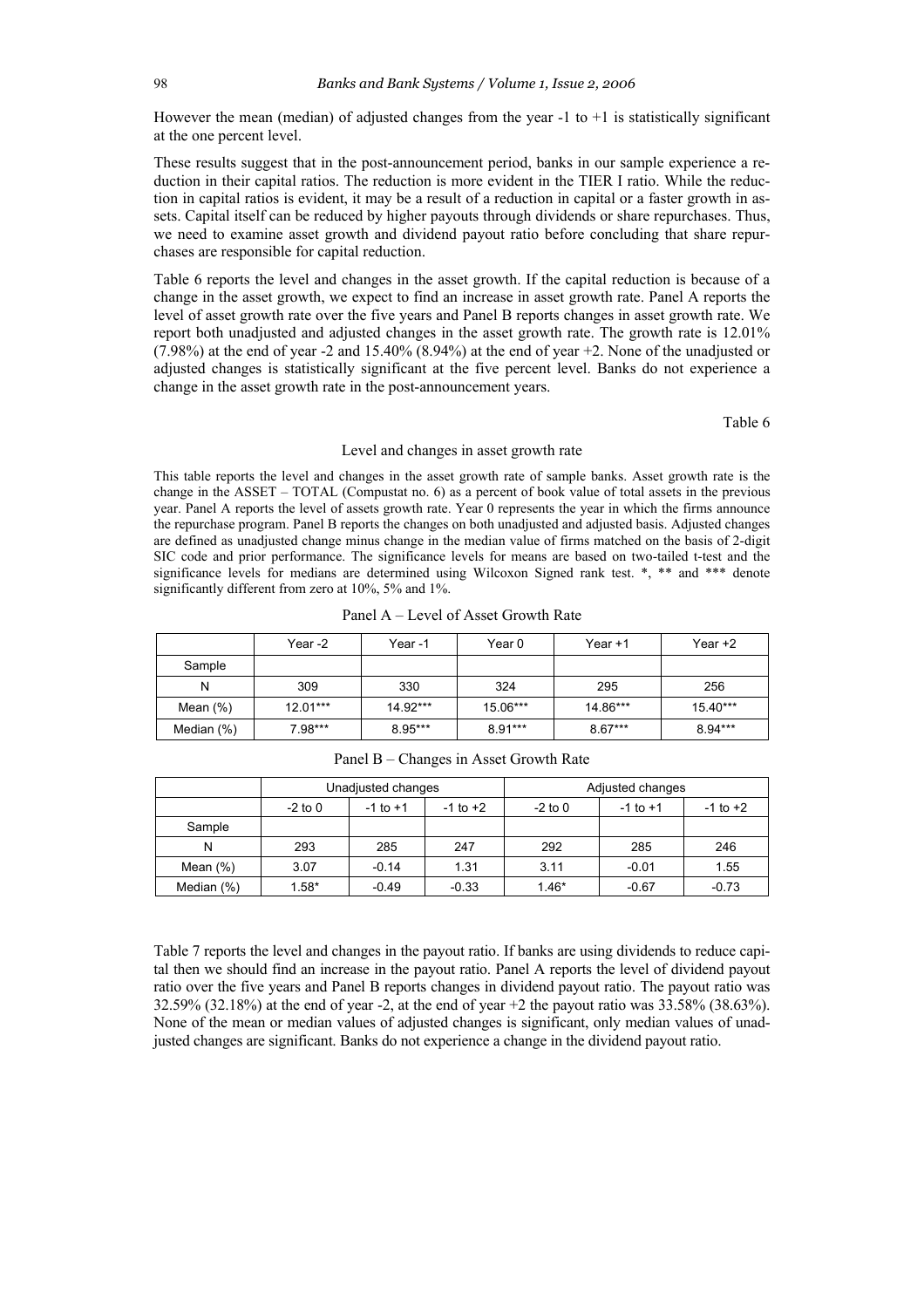However the mean (median) of adjusted changes from the year -1 to +1 is statistically significant at the one percent level.

These results suggest that in the post-announcement period, banks in our sample experience a reduction in their capital ratios. The reduction is more evident in the TIER I ratio. While the reduction in capital ratios is evident, it may be a result of a reduction in capital or a faster growth in assets. Capital itself can be reduced by higher payouts through dividends or share repurchases. Thus, we need to examine asset growth and dividend payout ratio before concluding that share repurchases are responsible for capital reduction.

Table 6 reports the level and changes in the asset growth. If the capital reduction is because of a change in the asset growth, we expect to find an increase in asset growth rate. Panel A reports the level of asset growth rate over the five years and Panel B reports changes in asset growth rate. We report both unadjusted and adjusted changes in the asset growth rate. The growth rate is 12.01% (7.98%) at the end of year -2 and 15.40% (8.94%) at the end of year +2. None of the unadjusted or adjusted changes is statistically significant at the five percent level. Banks do not experience a change in the asset growth rate in the post-announcement years.

Table 6

Level and changes in asset growth rate

This table reports the level and changes in the asset growth rate of sample banks. Asset growth rate is the change in the ASSET – TOTAL (Compustat no. 6) as a percent of book value of total assets in the previous year. Panel A reports the level of assets growth rate. Year 0 represents the year in which the firms announce the repurchase program. Panel B reports the changes on both unadjusted and adjusted basis. Adjusted changes are defined as unadjusted change minus change in the median value of firms matched on the basis of 2-digit SIC code and prior performance. The significance levels for means are based on two-tailed t-test and the significance levels for medians are determined using Wilcoxon Signed rank test. *, ** and *** denote significantly different from zero at 10%, 5% and 1%.

Panel A – Level of Asset Growth Rate

| | Year -2 | Year -1 | Year 0 | Year +1 | Year +2 |
|---|---|---|---|---|---|
| Sample | | | | | |
| N | 309 | 330 | 324 | 295 | 256 |
| Mean (%) | 12.01*** | 14.92*** | 15.06*** | 14.86*** | 15.40*** |
| Median (%) | 7.98*** | 8.95*** | 8.91*** | 8.67*** | 8.94*** |

Panel B – Changes in Asset Growth Rate

| | Unadjusted changes | | | Adjusted changes | | |
|---|---|---|---|---|---|---|
| | -2 to 0 | -1 to +1 | -1 to +2 | -2 to 0 | -1 to +1 | -1 to +2 |
| Sample | | | | | | |
| N | 293 | 285 | 247 | 292 | 285 | 246 |
| Mean (%) | 3.07 | -0.14 | 1.31 | 3.11 | -0.01 | 1.55 |
| Median (%) | 1.58* | -0.49 | -0.33 | 1.46* | -0.67 | -0.73 |

Table 7 reports the level and changes in the payout ratio. If banks are using dividends to reduce capital then we should find an increase in the payout ratio. Panel A reports the level of dividend payout ratio over the five years and Panel B reports changes in dividend payout ratio. The payout ratio was 32.59% (32.18%) at the end of year -2, at the end of year +2 the payout ratio was 33.58% (38.63%). None of the mean or median values of adjusted changes is significant, only median values of unadjusted changes are significant. Banks do not experience a change in the dividend payout ratio.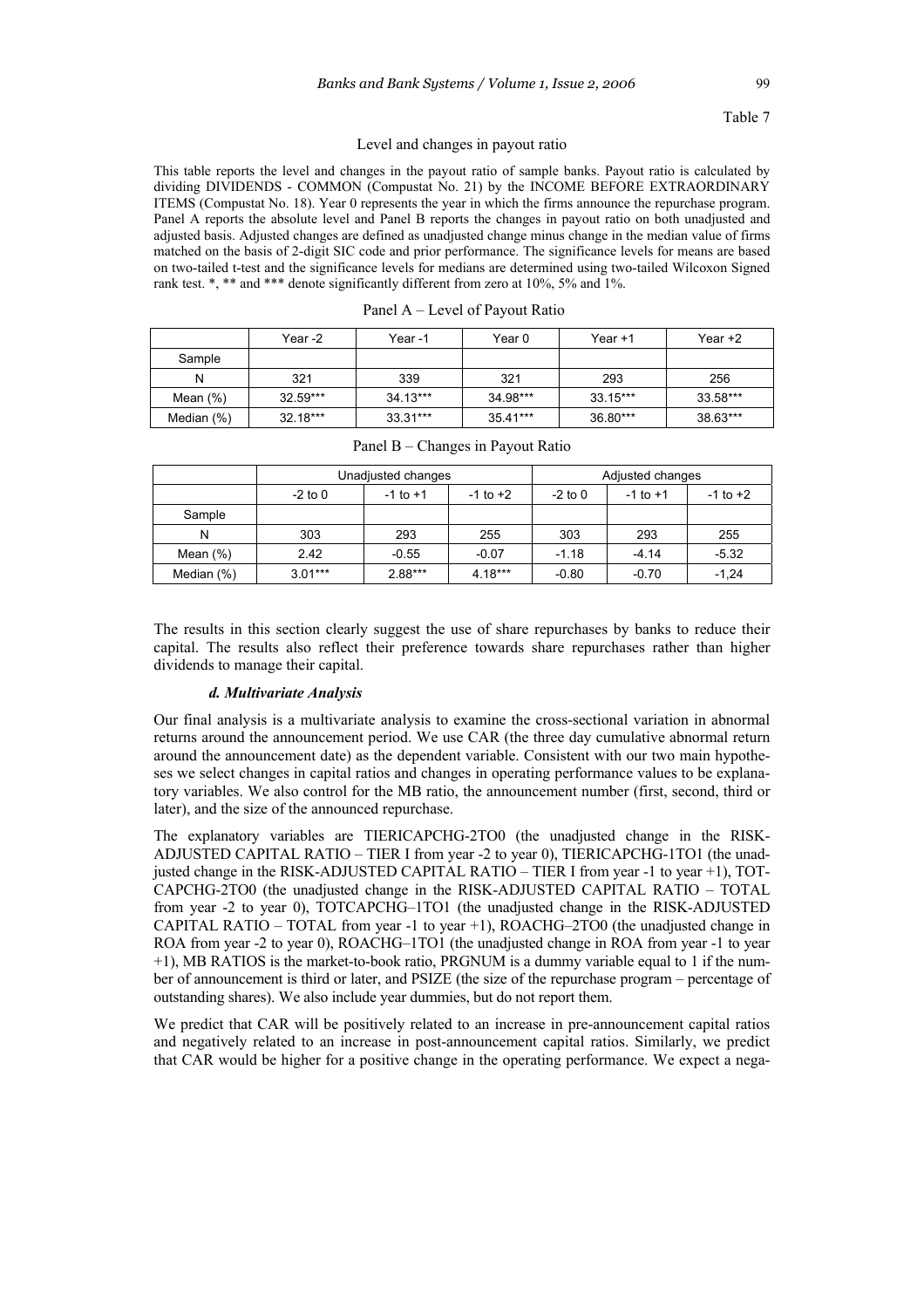Table 7

Level and changes in payout ratio

This table reports the level and changes in the payout ratio of sample banks. Payout ratio is calculated by dividing DIVIDENDS - COMMON (Compustat No. 21) by the INCOME BEFORE EXTRAORDINARY ITEMS (Compustat No. 18). Year 0 represents the year in which the firms announce the repurchase program. Panel A reports the absolute level and Panel B reports the changes in payout ratio on both unadjusted and adjusted basis. Adjusted changes are defined as unadjusted change minus change in the median value of firms matched on the basis of 2-digit SIC code and prior performance. The significance levels for means are based on two-tailed t-test and the significance levels for medians are determined using two-tailed Wilcoxon Signed rank test. *, ** and *** denote significantly different from zero at 10%, 5% and 1%.

Panel A – Level of Payout Ratio

| | Year -2 | Year -1 | Year 0 | Year +1 | Year +2 |
|---|---|---|---|---|---|
| Sample | | | | | |
| N | 321 | 339 | 321 | 293 | 256 |
| Mean (%) | 32.59*** | 34.13*** | 34.98*** | 33.15*** | 33.58*** |
| Median (%) | 32.18*** | 33.31*** | 35.41*** | 36.80*** | 38.63*** |

Panel B – Changes in Payout Ratio

| | Unadjusted changes | | | Adjusted changes | | |
|---|---|---|---|---|---|---|
| | -2 to 0 | -1 to +1 | -1 to +2 | -2 to 0 | -1 to +1 | -1 to +2 |
| Sample | | | | | | |
| N | 303 | 293 | 255 | 303 | 293 | 255 |
| Mean (%) | 2.42 | -0.55 | -0.07 | -1.18 | -4.14 | -5.32 |
| Median (%) | 3.01*** | 2.88*** | 4.18*** | -0.80 | -0.70 | -1,24 |

The results in this section clearly suggest the use of share repurchases by banks to reduce their capital. The results also reflect their preference towards share repurchases rather than higher dividends to manage their capital.

#### *d. Multivariate Analysis*

Our final analysis is a multivariate analysis to examine the cross-sectional variation in abnormal returns around the announcement period. We use CAR (the three day cumulative abnormal return around the announcement date) as the dependent variable. Consistent with our two main hypotheses we select changes in capital ratios and changes in operating performance values to be explanatory variables. We also control for the MB ratio, the announcement number (first, second, third or later), and the size of the announced repurchase.

The explanatory variables are TIERICAPCHG-2TO0 (the unadjusted change in the RISK-ADJUSTED CAPITAL RATIO – TIER I from year -2 to year 0), TIERICAPCHG-1TO1 (the unadjusted change in the RISK-ADJUSTED CAPITAL RATIO – TIER I from year -1 to year +1), TOT-CAPCHG-2TO0 (the unadjusted change in the RISK-ADJUSTED CAPITAL RATIO – TOTAL from year -2 to year 0), TOTCAPCHG–1TO1 (the unadjusted change in the RISK-ADJUSTED CAPITAL RATIO – TOTAL from year -1 to year +1), ROACHG–2TO0 (the unadjusted change in ROA from year -2 to year 0), ROACHG–1TO1 (the unadjusted change in ROA from year -1 to year +1), MB RATIOS is the market-to-book ratio, PRGNUM is a dummy variable equal to 1 if the number of announcement is third or later, and PSIZE (the size of the repurchase program – percentage of outstanding shares). We also include year dummies, but do not report them.

We predict that CAR will be positively related to an increase in pre-announcement capital ratios and negatively related to an increase in post-announcement capital ratios. Similarly, we predict that CAR would be higher for a positive change in the operating performance. We expect a nega-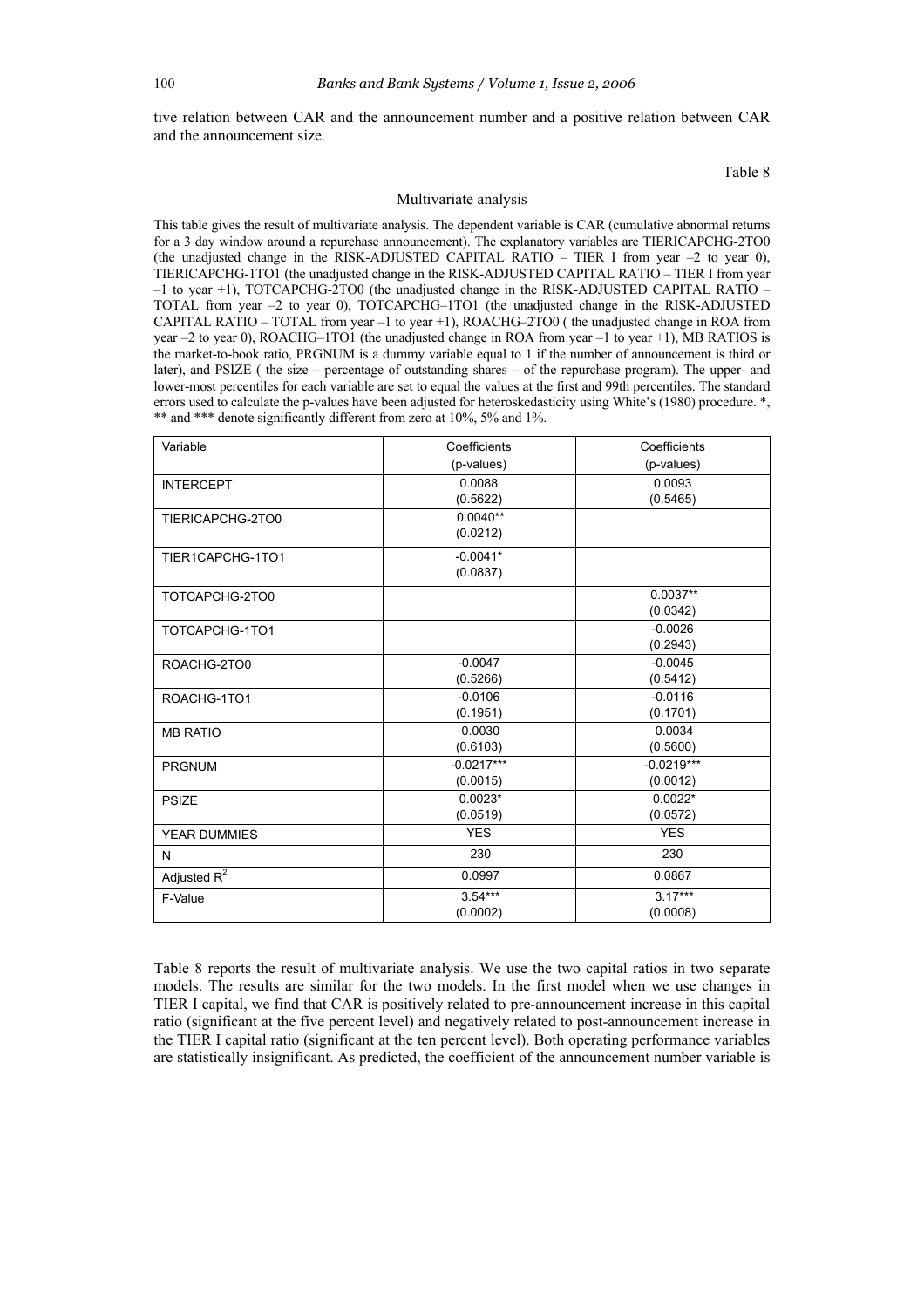tive relation between CAR and the announcement number and a positive relation between CAR and the announcement size.

Table 8

Multivariate analysis

This table gives the result of multivariate analysis. The dependent variable is CAR (cumulative abnormal returns for a 3 day window around a repurchase announcement). The explanatory variables are TIERICAPCHG-2TO0 (the unadjusted change in the RISK-ADJUSTED CAPITAL RATIO – TIER I from year –2 to year 0), TIERICAPCHG-1TO1 (the unadjusted change in the RISK-ADJUSTED CAPITAL RATIO – TIER I from year –1 to year +1), TOTCAPCHG-2TO0 (the unadjusted change in the RISK-ADJUSTED CAPITAL RATIO – TOTAL from year –2 to year 0), TOTCAPCHG–1TO1 (the unadjusted change in the RISK-ADJUSTED CAPITAL RATIO – TOTAL from year –1 to year +1), ROACHG–2TO0 ( the unadjusted change in ROA from year –2 to year 0), ROACHG–1TO1 (the unadjusted change in ROA from year –1 to year +1), MB RATIOS is the market-to-book ratio, PRGNUM is a dummy variable equal to 1 if the number of announcement is third or later), and PSIZE ( the size – percentage of outstanding shares – of the repurchase program). The upper- and lower-most percentiles for each variable are set to equal the values at the first and 99th percentiles. The standard errors used to calculate the p-values have been adjusted for heteroskedasticity using White's (1980) procedure. *, ** and *** denote significantly different from zero at 10%, 5% and 1%.

| Variable | Coefficients (p-values) | Coefficients (p-values) |
|---|---|---|
| INTERCEPT | 0.0088 (0.5622) | 0.0093 (0.5465) |
| TIERICAPCHG-2TO0 | 0.0040** (0.0212) | |
| TIER1CAPCHG-1TO1 | -0.0041* (0.0837) | |
| TOTCAPCHG-2TO0 | | 0.0037** (0.0342) |
| TOTCAPCHG-1TO1 | | -0.0026 (0.2943) |
| ROACHG-2TO0 | -0.0047 (0.5266) | -0.0045 (0.5412) |
| ROACHG-1TO1 | -0.0106 (0.1951) | -0.0116 (0.1701) |
| MB RATIO | 0.0030 (0.6103) | 0.0034 (0.5600) |
| PRGNUM | -0.0217*** (0.0015) | -0.0219*** (0.0012) |
| PSIZE | 0.0023* (0.0519) | 0.0022* (0.0572) |
| YEAR DUMMIES | YES | YES |
| N | 230 | 230 |
| Adjusted $R^2$ | 0.0997 | 0.0867 |
| F-Value | 3.54*** (0.0002) | 3.17*** (0.0008) |

Table 8 reports the result of multivariate analysis. We use the two capital ratios in two separate models. The results are similar for the two models. In the first model when we use changes in TIER I capital, we find that CAR is positively related to pre-announcement increase in this capital ratio (significant at the five percent level) and negatively related to post-announcement increase in the TIER I capital ratio (significant at the ten percent level). Both operating performance variables are statistically insignificant. As predicted, the coefficient of the announcement number variable is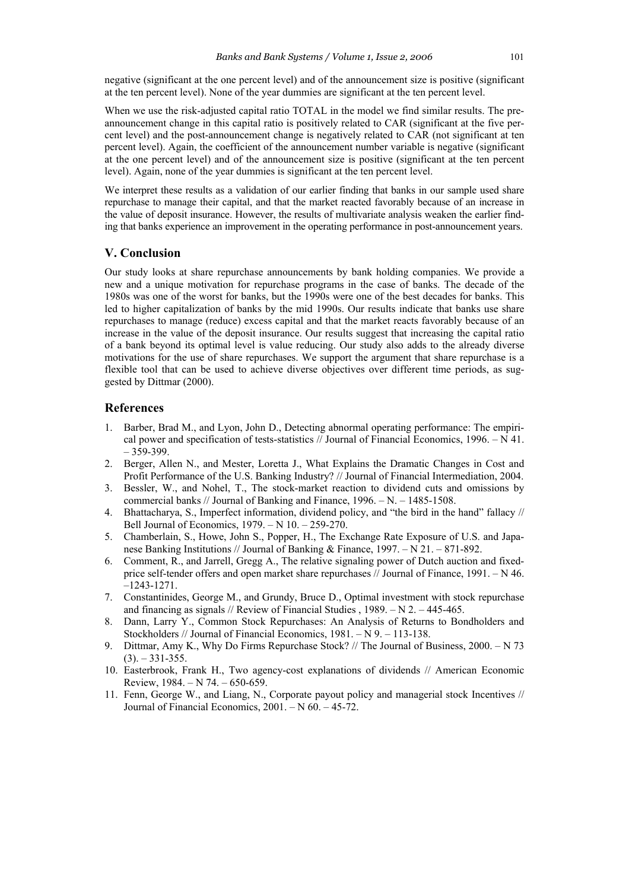negative (significant at the one percent level) and of the announcement size is positive (significant at the ten percent level). None of the year dummies are significant at the ten percent level.

When we use the risk-adjusted capital ratio TOTAL in the model we find similar results. The pre-announcement change in this capital ratio is positively related to CAR (significant at the five percent level) and the post-announcement change is negatively related to CAR (not significant at ten percent level). Again, the coefficient of the announcement number variable is negative (significant at the one percent level) and of the announcement size is positive (significant at the ten percent level). Again, none of the year dummies is significant at the ten percent level.

We interpret these results as a validation of our earlier finding that banks in our sample used share repurchase to manage their capital, and that the market reacted favorably because of an increase in the value of deposit insurance. However, the results of multivariate analysis weaken the earlier finding that banks experience an improvement in the operating performance in post-announcement years.

## V. Conclusion

Our study looks at share repurchase announcements by bank holding companies. We provide a new and a unique motivation for repurchase programs in the case of banks. The decade of the 1980s was one of the worst for banks, but the 1990s were one of the best decades for banks. This led to higher capitalization of banks by the mid 1990s. Our results indicate that banks use share repurchases to manage (reduce) excess capital and that the market reacts favorably because of an increase in the value of the deposit insurance. Our results suggest that increasing the capital ratio of a bank beyond its optimal level is value reducing. Our study also adds to the already diverse motivations for the use of share repurchases. We support the argument that share repurchase is a flexible tool that can be used to achieve diverse objectives over different time periods, as suggested by Dittmar (2000).

## References

1. Barber, Brad M., and Lyon, John D., Detecting abnormal operating performance: The empirical power and specification of tests-statistics // Journal of Financial Economics, 1996. – N 41. – 359-399.
2. Berger, Allen N., and Mester, Loretta J., What Explains the Dramatic Changes in Cost and Profit Performance of the U.S. Banking Industry? // Journal of Financial Intermediation, 2004.
3. Bessler, W., and Nohel, T., The stock-market reaction to dividend cuts and omissions by commercial banks // Journal of Banking and Finance, 1996. – N. – 1485-1508.
4. Bhattacharya, S., Imperfect information, dividend policy, and "the bird in the hand" fallacy // Bell Journal of Economics, 1979. – N 10. – 259-270.
5. Chamberlain, S., Howe, John S., Popper, H., The Exchange Rate Exposure of U.S. and Japanese Banking Institutions // Journal of Banking & Finance, 1997. – N 21. – 871-892.
6. Comment, R., and Jarrell, Gregg A., The relative signaling power of Dutch auction and fixed-price self-tender offers and open market share repurchases // Journal of Finance, 1991. – N 46. –1243-1271.
7. Constantinides, George M., and Grundy, Bruce D., Optimal investment with stock repurchase and financing as signals // Review of Financial Studies , 1989. – N 2. – 445-465.
8. Dann, Larry Y., Common Stock Repurchases: An Analysis of Returns to Bondholders and Stockholders // Journal of Financial Economics, 1981. – N 9. – 113-138.
9. Dittmar, Amy K., Why Do Firms Repurchase Stock? // The Journal of Business, 2000. – N 73 (3). – 331-355.
10. Easterbrook, Frank H., Two agency-cost explanations of dividends // American Economic Review, 1984. – N 74. – 650-659.
11. Fenn, George W., and Liang, N., Corporate payout policy and managerial stock Incentives // Journal of Financial Economics, 2001. – N 60. – 45-72.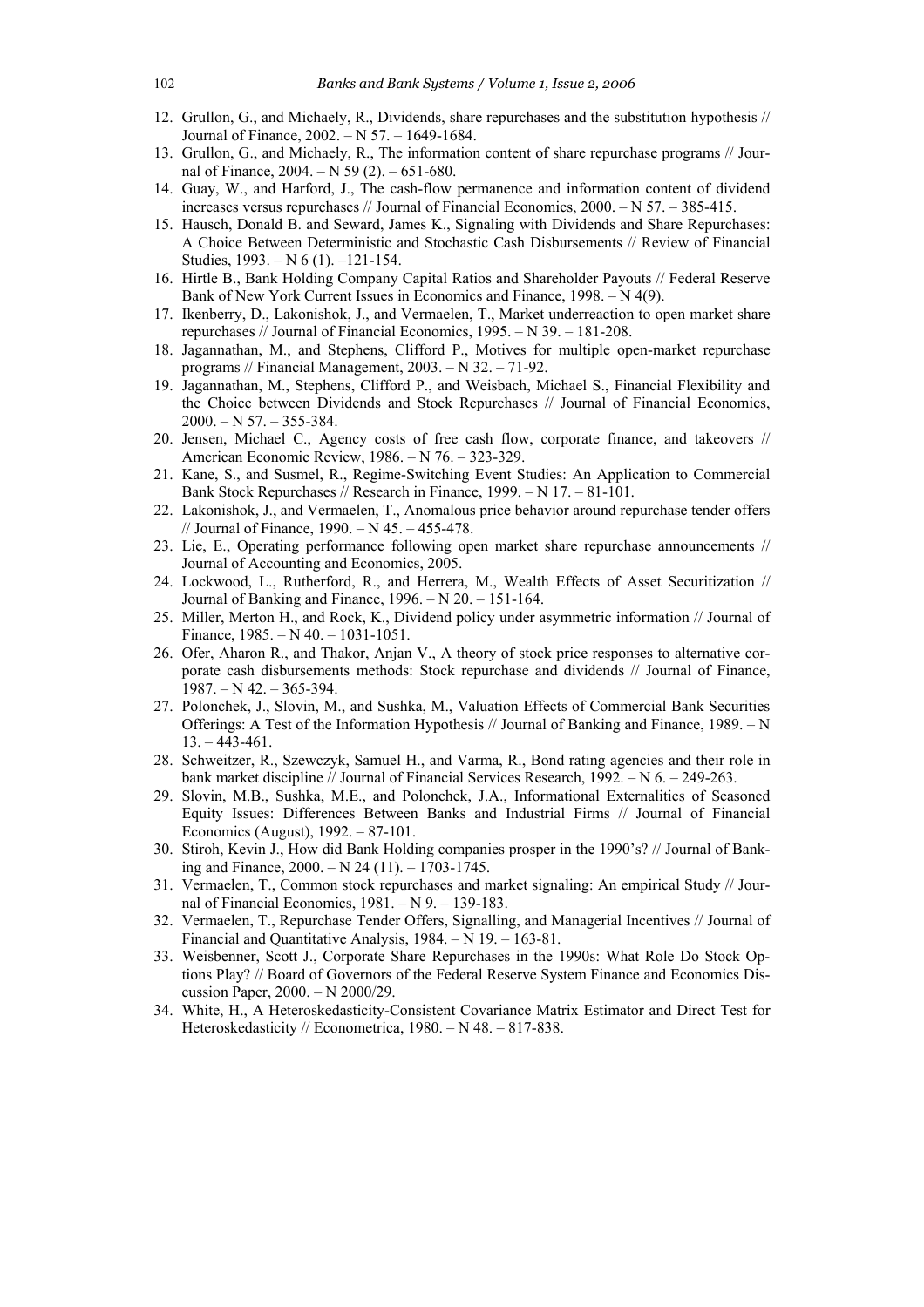12. Grullon, G., and Michaely, R., Dividends, share repurchases and the substitution hypothesis // Journal of Finance, 2002. – N 57. – 1649-1684.
13. Grullon, G., and Michaely, R., The information content of share repurchase programs // Journal of Finance, 2004. – N 59 (2). – 651-680.
14. Guay, W., and Harford, J., The cash-flow permanence and information content of dividend increases versus repurchases // Journal of Financial Economics, 2000. – N 57. – 385-415.
15. Hausch, Donald B. and Seward, James K., Signaling with Dividends and Share Repurchases: A Choice Between Deterministic and Stochastic Cash Disbursements // Review of Financial Studies, 1993. – N 6 (1). –121-154.
16. Hirtle B., Bank Holding Company Capital Ratios and Shareholder Payouts // Federal Reserve Bank of New York Current Issues in Economics and Finance, 1998. – N 4(9).
17. Ikenberry, D., Lakonishok, J., and Vermaelen, T., Market underreaction to open market share repurchases // Journal of Financial Economics, 1995. – N 39. – 181-208.
18. Jagannathan, M., and Stephens, Clifford P., Motives for multiple open-market repurchase programs // Financial Management, 2003. – N 32. – 71-92.
19. Jagannathan, M., Stephens, Clifford P., and Weisbach, Michael S., Financial Flexibility and the Choice between Dividends and Stock Repurchases // Journal of Financial Economics, 2000. – N 57. – 355-384.
20. Jensen, Michael C., Agency costs of free cash flow, corporate finance, and takeovers // American Economic Review, 1986. – N 76. – 323-329.
21. Kane, S., and Susmel, R., Regime-Switching Event Studies: An Application to Commercial Bank Stock Repurchases // Research in Finance, 1999. – N 17. – 81-101.
22. Lakonishok, J., and Vermaelen, T., Anomalous price behavior around repurchase tender offers // Journal of Finance, 1990. – N 45. – 455-478.
23. Lie, E., Operating performance following open market share repurchase announcements // Journal of Accounting and Economics, 2005.
24. Lockwood, L., Rutherford, R., and Herrera, M., Wealth Effects of Asset Securitization // Journal of Banking and Finance, 1996. – N 20. – 151-164.
25. Miller, Merton H., and Rock, K., Dividend policy under asymmetric information // Journal of Finance, 1985. – N 40. – 1031-1051.
26. Ofer, Aharon R., and Thakor, Anjan V., A theory of stock price responses to alternative corporate cash disbursements methods: Stock repurchase and dividends // Journal of Finance, 1987. – N 42. – 365-394.
27. Polonchek, J., Slovin, M., and Sushka, M., Valuation Effects of Commercial Bank Securities Offerings: A Test of the Information Hypothesis // Journal of Banking and Finance, 1989. – N 13. – 443-461.
28. Schweitzer, R., Szewczyk, Samuel H., and Varma, R., Bond rating agencies and their role in bank market discipline // Journal of Financial Services Research, 1992. – N 6. – 249-263.
29. Slovin, M.B., Sushka, M.E., and Polonchek, J.A., Informational Externalities of Seasoned Equity Issues: Differences Between Banks and Industrial Firms // Journal of Financial Economics (August), 1992. – 87-101.
30. Stiroh, Kevin J., How did Bank Holding companies prosper in the 1990's? // Journal of Banking and Finance, 2000. – N 24 (11). – 1703-1745.
31. Vermaelen, T., Common stock repurchases and market signaling: An empirical Study // Journal of Financial Economics, 1981. – N 9. – 139-183.
32. Vermaelen, T., Repurchase Tender Offers, Signalling, and Managerial Incentives // Journal of Financial and Quantitative Analysis, 1984. – N 19. – 163-81.
33. Weisbenner, Scott J., Corporate Share Repurchases in the 1990s: What Role Do Stock Options Play? // Board of Governors of the Federal Reserve System Finance and Economics Discussion Paper, 2000. – N 2000/29.
34. White, H., A Heteroskedasticity-Consistent Covariance Matrix Estimator and Direct Test for Heteroskedasticity // Econometrica, 1980. – N 48. – 817-838.